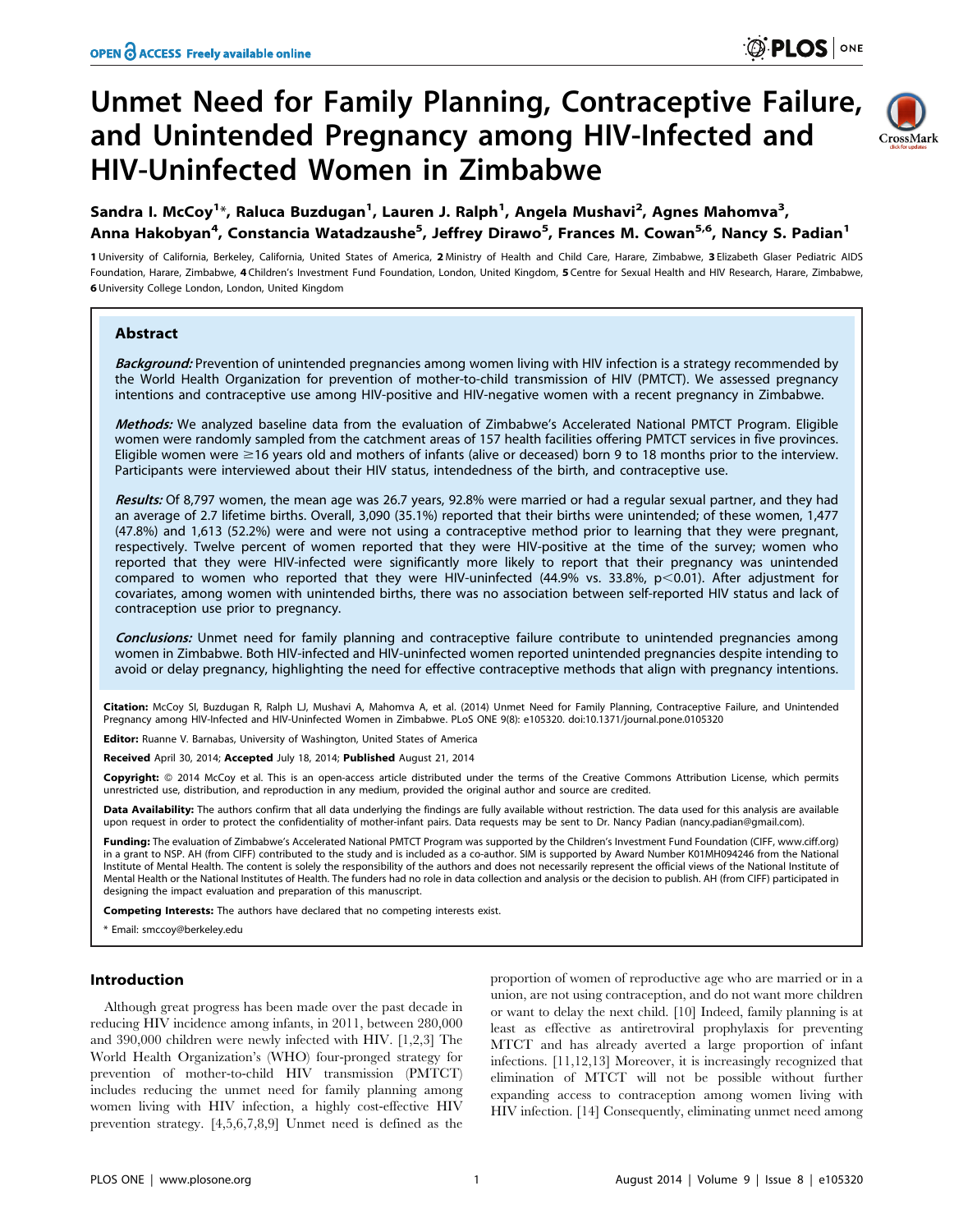# Unmet Need for Family Planning, Contraceptive Failure, and Unintended Pregnancy among HIV-Infected and HIV-Uninfected Women in Zimbabwe

**Sandra I. McCoy[1]*, Raluca Buzdugan[1], Lauren J. Ralph[1], Angela Mushavi[2], Agnes Mahomva[3], Anna Hakobyan[4], Constancia Watadzaushe[5], Jeffrey Dirawo[5], Frances M. Cowan[5,6], Nancy S. Padian[1]**

1 University of California, Berkeley, California, United States of America, 2 Ministry of Health and Child Care, Harare, Zimbabwe, 3 Elizabeth Glaser Pediatric AIDS Foundation, Harare, Zimbabwe, 4 Children's Investment Fund Foundation, London, United Kingdom, 5 Centre for Sexual Health and HIV Research, Harare, Zimbabwe, 6 University College London, London, United Kingdom

## Abstract

***Background:*** Prevention of unintended pregnancies among women living with HIV infection is a strategy recommended by the World Health Organization for prevention of mother-to-child transmission of HIV (PMTCT). We assessed pregnancy intentions and contraceptive use among HIV-positive and HIV-negative women with a recent pregnancy in Zimbabwe.

***Methods:*** We analyzed baseline data from the evaluation of Zimbabwe's Accelerated National PMTCT Program. Eligible women were randomly sampled from the catchment areas of 157 health facilities offering PMTCT services in five provinces. Eligible women were ≥16 years old and mothers of infants (alive or deceased) born 9 to 18 months prior to the interview. Participants were interviewed about their HIV status, intendedness of the birth, and contraceptive use.

***Results:*** Of 8,797 women, the mean age was 26.7 years, 92.8% were married or had a regular sexual partner, and they had an average of 2.7 lifetime births. Overall, 3,090 (35.1%) reported that their births were unintended; of these women, 1,477 (47.8%) and 1,613 (52.2%) were and were not using a contraceptive method prior to learning that they were pregnant, respectively. Twelve percent of women reported that they were HIV-positive at the time of the survey; women who reported that they were HIV-infected were significantly more likely to report that their pregnancy was unintended compared to women who reported that they were HIV-uninfected (44.9% vs. 33.8%, $p<0.01$). After adjustment for covariates, among women with unintended births, there was no association between self-reported HIV status and lack of contraception use prior to pregnancy.

***Conclusions:*** Unmet need for family planning and contraceptive failure contribute to unintended pregnancies among women in Zimbabwe. Both HIV-infected and HIV-uninfected women reported unintended pregnancies despite intending to avoid or delay pregnancy, highlighting the need for effective contraceptive methods that align with pregnancy intentions.

**Citation:** McCoy SI, Buzdugan R, Ralph LJ, Mushavi A, Mahomva A, et al. (2014) Unmet Need for Family Planning, Contraceptive Failure, and Unintended Pregnancy among HIV-Infected and HIV-Uninfected Women in Zimbabwe. PLoS ONE 9(8): e105320. doi:10.1371/journal.pone.0105320

**Editor:** Ruanne V. Barnabas, University of Washington, United States of America

**Received** April 30, 2014; **Accepted** July 18, 2014; **Published** August 21, 2014

**Copyright:** © 2014 McCoy et al. This is an open-access article distributed under the terms of the Creative Commons Attribution License, which permits unrestricted use, distribution, and reproduction in any medium, provided the original author and source are credited.

**Data Availability:** The authors confirm that all data underlying the findings are fully available without restriction. The data used for this analysis are available upon request in order to protect the confidentiality of mother-infant pairs. Data requests may be sent to Dr. Nancy Padian (nancy.padian@gmail.com).

**Funding:** The evaluation of Zimbabwe's Accelerated National PMTCT Program was supported by the Children's Investment Fund Foundation (CIFF, www.ciff.org) in a grant to NSP. AH (from CIFF) contributed to the study and is included as a co-author. SIM is supported by Award Number K01MH094246 from the National Institute of Mental Health. The content is solely the responsibility of the authors and does not necessarily represent the official views of the National Institute of Mental Health or the National Institutes of Health. The funders had no role in data collection and analysis or the decision to publish. AH (from CIFF) participated in designing the impact evaluation and preparation of this manuscript.

**Competing Interests:** The authors have declared that no competing interests exist.

* Email: smccoy@berkeley.edu

## Introduction

Although great progress has been made over the past decade in reducing HIV incidence among infants, in 2011, between 280,000 and 390,000 children were newly infected with HIV. [1,2,3] The World Health Organization's (WHO) four-pronged strategy for prevention of mother-to-child HIV transmission (PMTCT) includes reducing the unmet need for family planning among women living with HIV infection, a highly cost-effective HIV prevention strategy. [4,5,6,7,8,9] Unmet need is defined as the proportion of women of reproductive age who are married or in a union, are not using contraception, and do not want more children or want to delay the next child. [10] Indeed, family planning is at least as effective as antiretroviral prophylaxis for preventing MTCT and has already averted a large proportion of infant infections. [11,12,13] Moreover, it is increasingly recognized that elimination of MTCT will not be possible without further expanding access to contraception among women living with HIV infection. [14] Consequently, eliminating unmet need among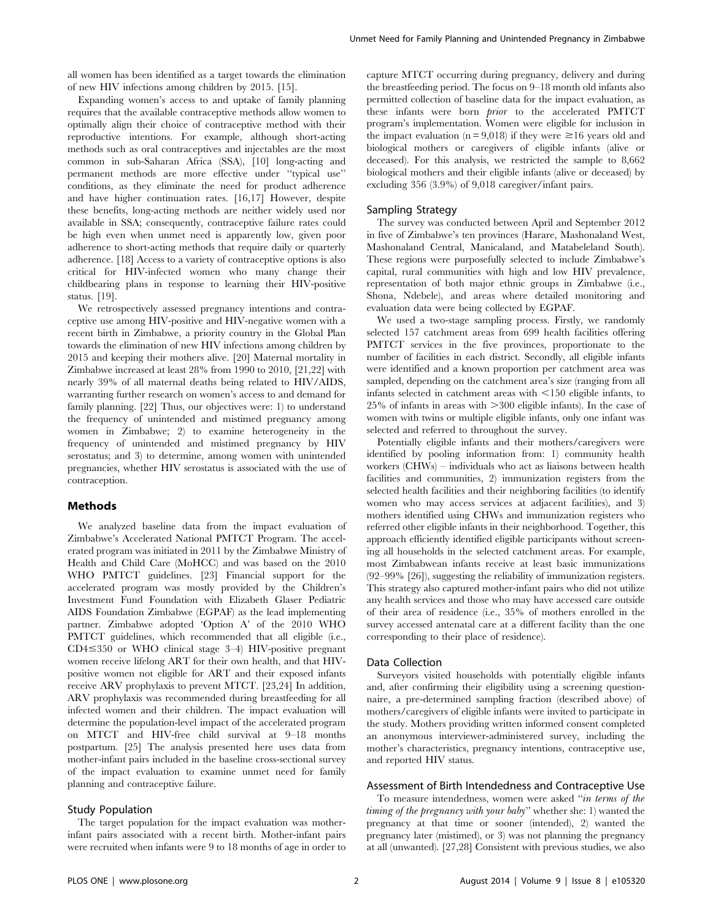all women has been identified as a target towards the elimination of new HIV infections among children by 2015. [15].

Expanding women's access to and uptake of family planning requires that the available contraceptive methods allow women to optimally align their choice of contraceptive method with their reproductive intentions. For example, although short-acting methods such as oral contraceptives and injectables are the most common in sub-Saharan Africa (SSA), [10] long-acting and permanent methods are more effective under "typical use" conditions, as they eliminate the need for product adherence and have higher continuation rates. [16,17] However, despite these benefits, long-acting methods are neither widely used nor available in SSA; consequently, contraceptive failure rates could be high even when unmet need is apparently low, given poor adherence to short-acting methods that require daily or quarterly adherence. [18] Access to a variety of contraceptive options is also critical for HIV-infected women who many change their childbearing plans in response to learning their HIV-positive status. [19].

We retrospectively assessed pregnancy intentions and contraceptive use among HIV-positive and HIV-negative women with a recent birth in Zimbabwe, a priority country in the Global Plan towards the elimination of new HIV infections among children by 2015 and keeping their mothers alive. [20] Maternal mortality in Zimbabwe increased at least 28% from 1990 to 2010, [21,22] with nearly 39% of all maternal deaths being related to HIV/AIDS, warranting further research on women's access to and demand for family planning. [22] Thus, our objectives were: 1) to understand the frequency of unintended and mistimed pregnancy among women in Zimbabwe; 2) to examine heterogeneity in the frequency of unintended and mistimed pregnancy by HIV serostatus; and 3) to determine, among women with unintended pregnancies, whether HIV serostatus is associated with the use of contraception.

## Methods

We analyzed baseline data from the impact evaluation of Zimbabwe's Accelerated National PMTCT Program. The accelerated program was initiated in 2011 by the Zimbabwe Ministry of Health and Child Care (MoHCC) and was based on the 2010 WHO PMTCT guidelines. [23] Financial support for the accelerated program was mostly provided by the Children's Investment Fund Foundation with Elizabeth Glaser Pediatric AIDS Foundation Zimbabwe (EGPAF) as the lead implementing partner. Zimbabwe adopted 'Option A' of the 2010 WHO PMTCT guidelines, which recommended that all eligible (i.e., CD4≤350 or WHO clinical stage 3–4) HIV-positive pregnant women receive lifelong ART for their own health, and that HIV-positive women not eligible for ART and their exposed infants receive ARV prophylaxis to prevent MTCT. [23,24] In addition, ARV prophylaxis was recommended during breastfeeding for all infected women and their children. The impact evaluation will determine the population-level impact of the accelerated program on MTCT and HIV-free child survival at 9–18 months postpartum. [25] The analysis presented here uses data from mother-infant pairs included in the baseline cross-sectional survey of the impact evaluation to examine unmet need for family planning and contraceptive failure.

### Study Population

The target population for the impact evaluation was mother-infant pairs associated with a recent birth. Mother-infant pairs were recruited when infants were 9 to 18 months of age in order to capture MTCT occurring during pregnancy, delivery and during the breastfeeding period. The focus on 9–18 month old infants also permitted collection of baseline data for the impact evaluation, as these infants were born *prior* to the accelerated PMTCT program's implementation. Women were eligible for inclusion in the impact evaluation (n = 9,018) if they were ≥16 years old and biological mothers or caregivers of eligible infants (alive or deceased). For this analysis, we restricted the sample to 8,662 biological mothers and their eligible infants (alive or deceased) by excluding 356 (3.9%) of 9,018 caregiver/infant pairs.

### Sampling Strategy

The survey was conducted between April and September 2012 in five of Zimbabwe's ten provinces (Harare, Mashonaland West, Mashonaland Central, Manicaland, and Matabeleland South). These regions were purposefully selected to include Zimbabwe's capital, rural communities with high and low HIV prevalence, representation of both major ethnic groups in Zimbabwe (i.e., Shona, Ndebele), and areas where detailed monitoring and evaluation data were being collected by EGPAF.

We used a two-stage sampling process. Firstly, we randomly selected 157 catchment areas from 699 health facilities offering PMTCT services in the five provinces, proportionate to the number of facilities in each district. Secondly, all eligible infants were identified and a known proportion per catchment area was sampled, depending on the catchment area's size (ranging from all infants selected in catchment areas with <150 eligible infants, to 25% of infants in areas with >300 eligible infants). In the case of women with twins or multiple eligible infants, only one infant was selected and referred to throughout the survey.

Potentially eligible infants and their mothers/caregivers were identified by pooling information from: 1) community health workers (CHWs) – individuals who act as liaisons between health facilities and communities, 2) immunization registers from the selected health facilities and their neighboring facilities (to identify women who may access services at adjacent facilities), and 3) mothers identified using CHWs and immunization registers who referred other eligible infants in their neighborhood. Together, this approach efficiently identified eligible participants without screening all households in the selected catchment areas. For example, most Zimbabwean infants receive at least basic immunizations (92–99% [26]), suggesting the reliability of immunization registers. This strategy also captured mother-infant pairs who did not utilize any health services and those who may have accessed care outside of their area of residence (i.e., 35% of mothers enrolled in the survey accessed antenatal care at a different facility than the one corresponding to their place of residence).

### Data Collection

Surveyors visited households with potentially eligible infants and, after confirming their eligibility using a screening questionnaire, a pre-determined sampling fraction (described above) of mothers/caregivers of eligible infants were invited to participate in the study. Mothers providing written informed consent completed an anonymous interviewer-administered survey, including the mother's characteristics, pregnancy intentions, contraceptive use, and reported HIV status.

### Assessment of Birth Intendedness and Contraceptive Use

To measure intendedness, women were asked "*in terms of the timing of the pregnancy with your baby*" whether she: 1) wanted the pregnancy at that time or sooner (intended), 2) wanted the pregnancy later (mistimed), or 3) was not planning the pregnancy at all (unwanted). [27,28] Consistent with previous studies, we also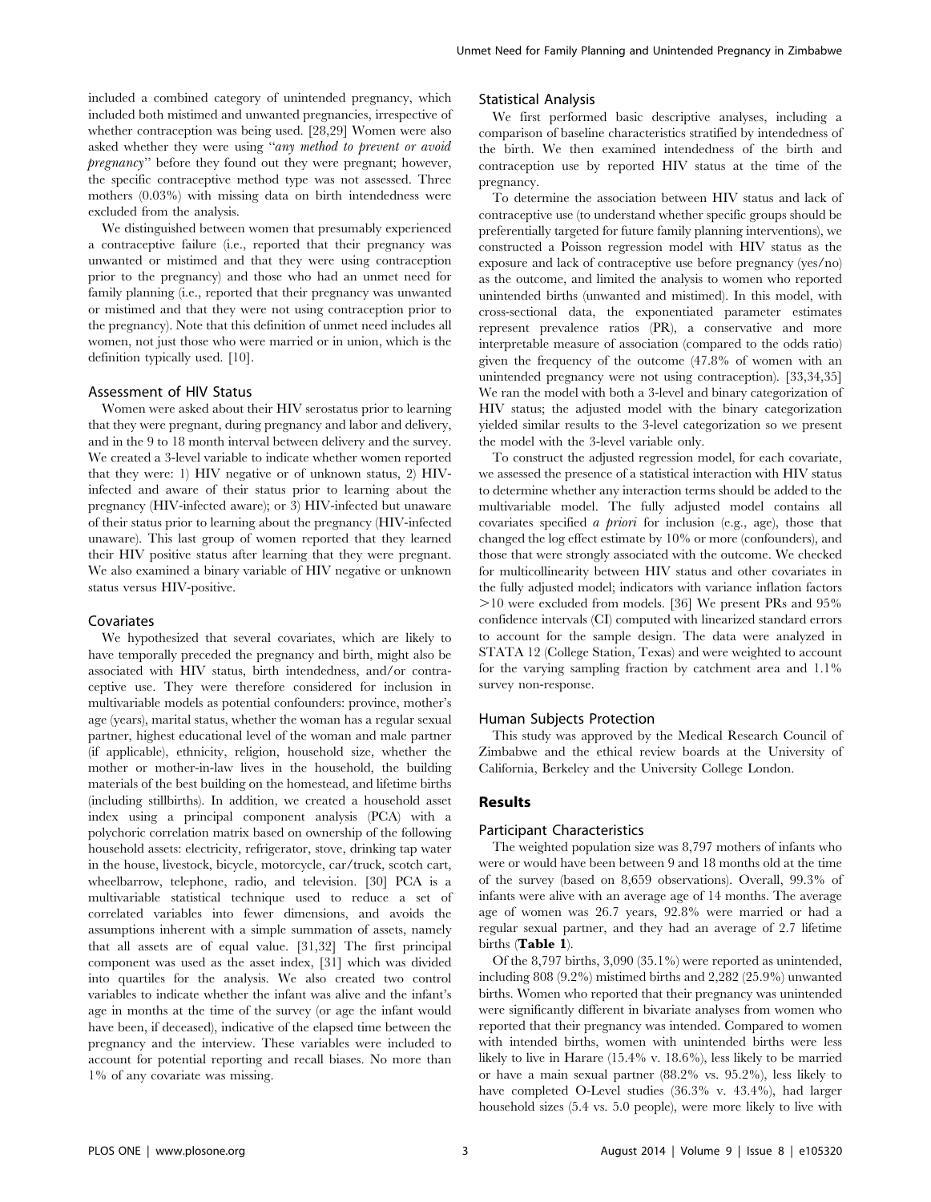included a combined category of unintended pregnancy, which included both mistimed and unwanted pregnancies, irrespective of whether contraception was being used. [28,29] Women were also asked whether they were using "*any method to prevent or avoid pregnancy*" before they found out they were pregnant; however, the specific contraceptive method type was not assessed. Three mothers (0.03%) with missing data on birth intendedness were excluded from the analysis.

We distinguished between women that presumably experienced a contraceptive failure (i.e., reported that their pregnancy was unwanted or mistimed and that they were using contraception prior to the pregnancy) and those who had an unmet need for family planning (i.e., reported that their pregnancy was unwanted or mistimed and that they were not using contraception prior to the pregnancy). Note that this definition of unmet need includes all women, not just those who were married or in union, which is the definition typically used. [10].

### Assessment of HIV Status

Women were asked about their HIV serostatus prior to learning that they were pregnant, during pregnancy and labor and delivery, and in the 9 to 18 month interval between delivery and the survey. We created a 3-level variable to indicate whether women reported that they were: 1) HIV negative or of unknown status, 2) HIV-infected and aware of their status prior to learning about the pregnancy (HIV-infected aware); or 3) HIV-infected but unaware of their status prior to learning about the pregnancy (HIV-infected unaware). This last group of women reported that they learned their HIV positive status after learning that they were pregnant. We also examined a binary variable of HIV negative or unknown status versus HIV-positive.

### Covariates

We hypothesized that several covariates, which are likely to have temporally preceded the pregnancy and birth, might also be associated with HIV status, birth intendedness, and/or contraceptive use. They were therefore considered for inclusion in multivariable models as potential confounders: province, mother's age (years), marital status, whether the woman has a regular sexual partner, highest educational level of the woman and male partner (if applicable), ethnicity, religion, household size, whether the mother or mother-in-law lives in the household, the building materials of the best building on the homestead, and lifetime births (including stillbirths). In addition, we created a household asset index using a principal component analysis (PCA) with a polychoric correlation matrix based on ownership of the following household assets: electricity, refrigerator, stove, drinking tap water in the house, livestock, bicycle, motorcycle, car/truck, scotch cart, wheelbarrow, telephone, radio, and television. [30] PCA is a multivariable statistical technique used to reduce a set of correlated variables into fewer dimensions, and avoids the assumptions inherent with a simple summation of assets, namely that all assets are of equal value. [31,32] The first principal component was used as the asset index, [31] which was divided into quartiles for the analysis. We also created two control variables to indicate whether the infant was alive and the infant's age in months at the time of the survey (or age the infant would have been, if deceased), indicative of the elapsed time between the pregnancy and the interview. These variables were included to account for potential reporting and recall biases. No more than 1% of any covariate was missing.

### Statistical Analysis

We first performed basic descriptive analyses, including a comparison of baseline characteristics stratified by intendedness of the birth. We then examined intendedness of the birth and contraception use by reported HIV status at the time of the pregnancy.

To determine the association between HIV status and lack of contraceptive use (to understand whether specific groups should be preferentially targeted for future family planning interventions), we constructed a Poisson regression model with HIV status as the exposure and lack of contraceptive use before pregnancy (yes/no) as the outcome, and limited the analysis to women who reported unintended births (unwanted and mistimed). In this model, with cross-sectional data, the exponentiated parameter estimates represent prevalence ratios (PR), a conservative and more interpretable measure of association (compared to the odds ratio) given the frequency of the outcome (47.8% of women with an unintended pregnancy were not using contraception). [33,34,35] We ran the model with both a 3-level and binary categorization of HIV status; the adjusted model with the binary categorization yielded similar results to the 3-level categorization so we present the model with the 3-level variable only.

To construct the adjusted regression model, for each covariate, we assessed the presence of a statistical interaction with HIV status to determine whether any interaction terms should be added to the multivariable model. The fully adjusted model contains all covariates specified *a priori* for inclusion (e.g., age), those that changed the log effect estimate by 10% or more (confounders), and those that were strongly associated with the outcome. We checked for multicollinearity between HIV status and other covariates in the fully adjusted model; indicators with variance inflation factors >10 were excluded from models. [36] We present PRs and 95% confidence intervals (CI) computed with linearized standard errors to account for the sample design. The data were analyzed in STATA 12 (College Station, Texas) and were weighted to account for the varying sampling fraction by catchment area and 1.1% survey non-response.

### Human Subjects Protection

This study was approved by the Medical Research Council of Zimbabwe and the ethical review boards at the University of California, Berkeley and the University College London.

## Results

### Participant Characteristics

The weighted population size was 8,797 mothers of infants who were or would have been between 9 and 18 months old at the time of the survey (based on 8,659 observations). Overall, 99.3% of infants were alive with an average age of 14 months. The average age of women was 26.7 years, 92.8% were married or had a regular sexual partner, and they had an average of 2.7 lifetime births (**Table 1**).

Of the 8,797 births, 3,090 (35.1%) were reported as unintended, including 808 (9.2%) mistimed births and 2,282 (25.9%) unwanted births. Women who reported that their pregnancy was unintended were significantly different in bivariate analyses from women who reported that their pregnancy was intended. Compared to women with intended births, women with unintended births were less likely to live in Harare (15.4% v. 18.6%), less likely to be married or have a main sexual partner (88.2% vs. 95.2%), less likely to have completed O-Level studies (36.3% v. 43.4%), had larger household sizes (5.4 vs. 5.0 people), were more likely to live with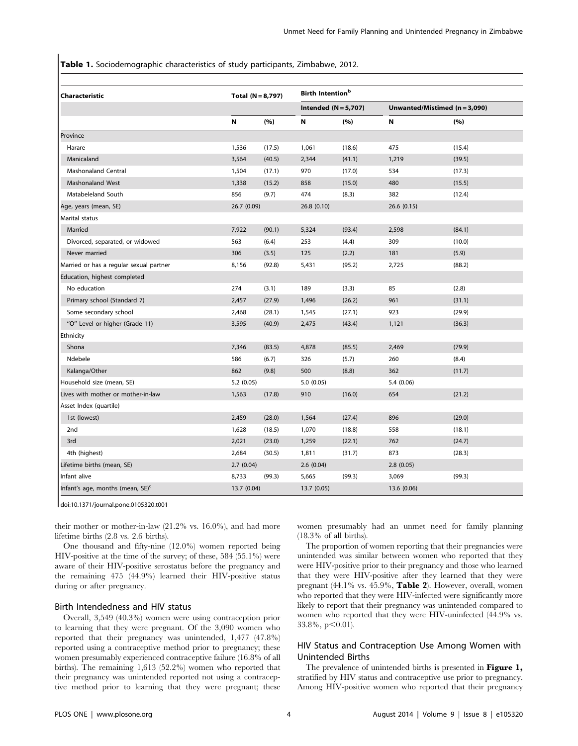**Table 1.** Sociodemographic characteristics of study participants, Zimbabwe, 2012.

| Characteristic | Total (N = 8,797) | | Birth Intention[b] | | | |
|---|---|---|---|---|---|---|
| | | | Intended (N = 5,707) | | Unwanted/Mistimed (n = 3,090) | |
| | N | (%) | N | (%) | N | (%) |
| Province | | | | | | |
| Harare | 1,536 | (17.5) | 1,061 | (18.6) | 475 | (15.4) |
| Manicaland | 3,564 | (40.5) | 2,344 | (41.1) | 1,219 | (39.5) |
| Mashonaland Central | 1,504 | (17.1) | 970 | (17.0) | 534 | (17.3) |
| Mashonaland West | 1,338 | (15.2) | 858 | (15.0) | 480 | (15.5) |
| Matabeleland South | 856 | (9.7) | 474 | (8.3) | 382 | (12.4) |
| Age, years (mean, SE) | 26.7 (0.09) | | 26.8 (0.10) | | 26.6 (0.15) | |
| Marital status | | | | | | |
| Married | 7,922 | (90.1) | 5,324 | (93.4) | 2,598 | (84.1) |
| Divorced, separated, or widowed | 563 | (6.4) | 253 | (4.4) | 309 | (10.0) |
| Never married | 306 | (3.5) | 125 | (2.2) | 181 | (5.9) |
| Married or has a regular sexual partner | 8,156 | (92.8) | 5,431 | (95.2) | 2,725 | (88.2) |
| Education, highest completed | | | | | | |
| No education | 274 | (3.1) | 189 | (3.3) | 85 | (2.8) |
| Primary school (Standard 7) | 2,457 | (27.9) | 1,496 | (26.2) | 961 | (31.1) |
| Some secondary school | 2,468 | (28.1) | 1,545 | (27.1) | 923 | (29.9) |
| "O" Level or higher (Grade 11) | 3,595 | (40.9) | 2,475 | (43.4) | 1,121 | (36.3) |
| Ethnicity | | | | | | |
| Shona | 7,346 | (83.5) | 4,878 | (85.5) | 2,469 | (79.9) |
| Ndebele | 586 | (6.7) | 326 | (5.7) | 260 | (8.4) |
| Kalanga/Other | 862 | (9.8) | 500 | (8.8) | 362 | (11.7) |
| Household size (mean, SE) | 5.2 (0.05) | | 5.0 (0.05) | | 5.4 (0.06) | |
| Lives with mother or mother-in-law | 1,563 | (17.8) | 910 | (16.0) | 654 | (21.2) |
| Asset Index (quartile) | | | | | | |
| 1st (lowest) | 2,459 | (28.0) | 1,564 | (27.4) | 896 | (29.0) |
| 2nd | 1,628 | (18.5) | 1,070 | (18.8) | 558 | (18.1) |
| 3rd | 2,021 | (23.0) | 1,259 | (22.1) | 762 | (24.7) |
| 4th (highest) | 2,684 | (30.5) | 1,811 | (31.7) | 873 | (28.3) |
| Lifetime births (mean, SE) | 2.7 (0.04) | | 2.6 (0.04) | | 2.8 (0.05) | |
| Infant alive | 8,733 | (99.3) | 5,665 | (99.3) | 3,069 | (99.3) |
| Infant's age, months (mean, SE)[c] | 13.7 (0.04) | | 13.7 (0.05) | | 13.6 (0.06) | |

doi:10.1371/journal.pone.0105320.t001

their mother or mother-in-law (21.2% vs. 16.0%), and had more lifetime births (2.8 vs. 2.6 births).

One thousand and fifty-nine (12.0%) women reported being HIV-positive at the time of the survey; of these, 584 (55.1%) were aware of their HIV-positive serostatus before the pregnancy and the remaining 475 (44.9%) learned their HIV-positive status during or after pregnancy.

### Birth Intendedness and HIV status

Overall, 3,549 (40.3%) women were using contraception prior to learning that they were pregnant. Of the 3,090 women who reported that their pregnancy was unintended, 1,477 (47.8%) reported using a contraceptive method prior to pregnancy; these women presumably experienced contraceptive failure (16.8% of all births). The remaining 1,613 (52.2%) women who reported that their pregnancy was unintended reported not using a contraceptive method prior to learning that they were pregnant; these women presumably had an unmet need for family planning (18.3% of all births).

The proportion of women reporting that their pregnancies were unintended was similar between women who reported that they were HIV-positive prior to their pregnancy and those who learned that they were HIV-positive after they learned that they were pregnant (44.1% vs. 45.9%, **Table 2**). However, overall, women who reported that they were HIV-infected were significantly more likely to report that their pregnancy was unintended compared to women who reported that they were HIV-uninfected (44.9% vs. 33.8%, $p<0.01$).

### HIV Status and Contraception Use Among Women with Unintended Births

The prevalence of unintended births is presented in **Figure 1**, stratified by HIV status and contraceptive use prior to pregnancy. Among HIV-positive women who reported that their pregnancy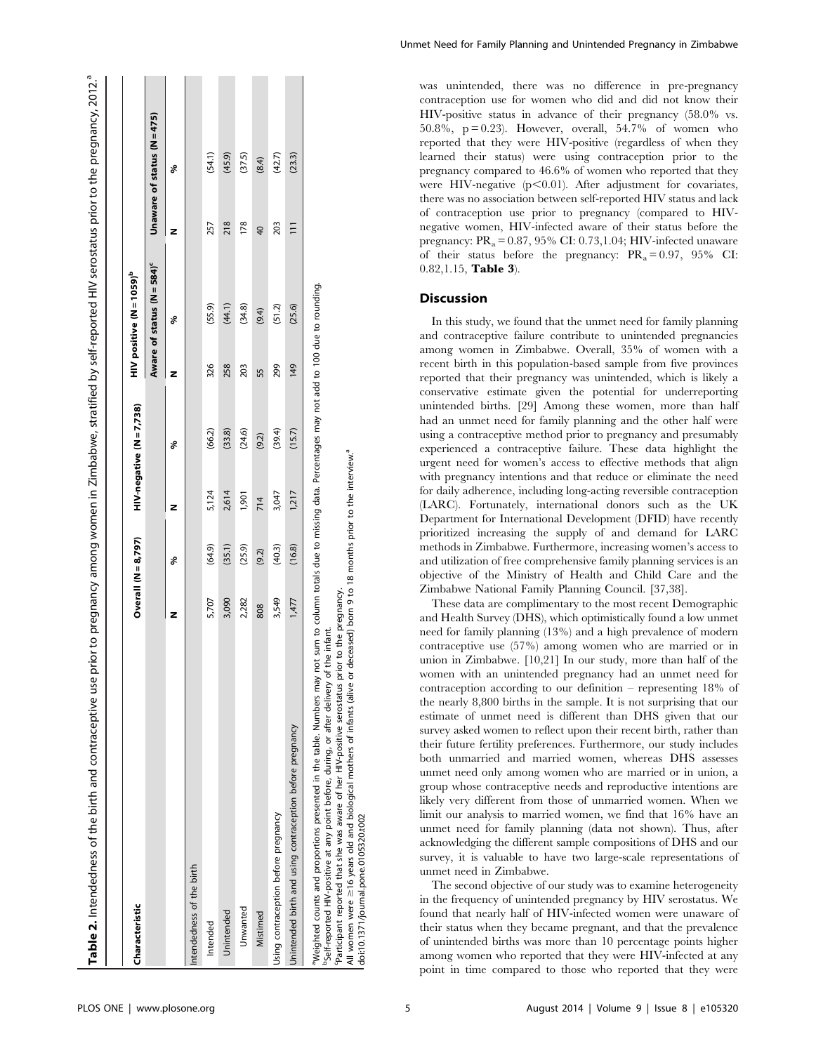**Table 2.** Intendedness of the birth and contraceptive use prior to pregnancy among women in Zimbabwe, stratified by self-reported HIV serostatus prior to the pregnancy, 2012.[a]

| Characteristic | Overall (N = 8,797) | | HIV-negative (N = 7,738) | | HIV positive (N = 1059)[b] | | | |
|---|---|---|---|---|---|---|---|---|
| | | | | | Aware of status (N = 584)[c] | | Unaware of status (N = 475) | |
| | N | % | N | % | N | % | N | % |
| Intendedness of the birth | | | | | | | | |
| Intended | 5,707 | (64.9) | 5,124 | (66.2) | 326 | (55.9) | 257 | (54.1) |
| Unintended | 3,090 | (35.1) | 2,614 | (33.8) | 258 | (44.1) | 218 | (45.9) |
| Unwanted | 2,282 | (25.9) | 1,901 | (24.6) | 203 | (34.8) | 178 | (37.5) |
| Mistimed | 808 | (9.2) | 714 | (9.2) | 55 | (9.4) | 40 | (8.4) |
| Using contraception before pregnancy | 3,549 | (40.3) | 3,047 | (39.4) | 299 | (51.2) | 203 | (42.7) |
| Unintended birth and using contraception before pregnancy | 1,477 | (16.8) | 1,217 | (15.7) | 149 | (25.6) | 111 | (23.3) |

[a]Weighted counts and proportions presented in the table. Numbers may not sum to column totals due to missing data. Percentages may not add to 100 due to rounding.
[b]Self-reported HIV-positive at any point before, during, or after delivery of the infant.
[c]Participant reported that she was aware of her HIV-positive serostatus prior to the pregnancy.
All women were ≥16 years old and biological mothers of infants (alive or deceased) born 9 to 18 months prior to the interview.[a]
doi:10.1371/journal.pone.0105320.t002

was unintended, there was no difference in pre-pregnancy contraception use for women who did and did not know their HIV-positive status in advance of their pregnancy (58.0% vs. 50.8%, $p = 0.23$). However, overall, 54.7% of women who reported that they were HIV-positive (regardless of when they learned their status) were using contraception prior to the pregnancy compared to 46.6% of women who reported that they were HIV-negative ($p < 0.01$). After adjustment for covariates, there was no association between self-reported HIV status and lack of contraception use prior to pregnancy (compared to HIV-negative women, HIV-infected aware of their status before the pregnancy: $PR_a = 0.87$, 95% CI: 0.73,1.04; HIV-infected unaware of their status before the pregnancy: $PR_a = 0.97$, 95% CI: 0.82,1.15, **Table 3**).

## Discussion

In this study, we found that the unmet need for family planning and contraceptive failure contribute to unintended pregnancies among women in Zimbabwe. Overall, 35% of women with a recent birth in this population-based sample from five provinces reported that their pregnancy was unintended, which is likely a conservative estimate given the potential for underreporting unintended births. [29] Among these women, more than half had an unmet need for family planning and the other half were using a contraceptive method prior to pregnancy and presumably experienced a contraceptive failure. These data highlight the urgent need for women's access to effective methods that align with pregnancy intentions and that reduce or eliminate the need for daily adherence, including long-acting reversible contraception (LARC). Fortunately, international donors such as the UK Department for International Development (DFID) have recently prioritized increasing the supply of and demand for LARC methods in Zimbabwe. Furthermore, increasing women's access to and utilization of free comprehensive family planning services is an objective of the Ministry of Health and Child Care and the Zimbabwe National Family Planning Council. [37,38].

These data are complimentary to the most recent Demographic and Health Survey (DHS), which optimistically found a low unmet need for family planning (13%) and a high prevalence of modern contraceptive use (57%) among women who are married or in union in Zimbabwe. [10,21] In our study, more than half of the women with an unintended pregnancy had an unmet need for contraception according to our definition – representing 18% of the nearly 8,800 births in the sample. It is not surprising that our estimate of unmet need is different than DHS given that our survey asked women to reflect upon their recent birth, rather than their future fertility preferences. Furthermore, our study includes both unmarried and married women, whereas DHS assesses unmet need only among women who are married or in union, a group whose contraceptive needs and reproductive intentions are likely very different from those of unmarried women. When we limit our analysis to married women, we find that 16% have an unmet need for family planning (data not shown). Thus, after acknowledging the different sample compositions of DHS and our survey, it is valuable to have two large-scale representations of unmet need in Zimbabwe.

The second objective of our study was to examine heterogeneity in the frequency of unintended pregnancy by HIV serostatus. We found that nearly half of HIV-infected women were unaware of their status when they became pregnant, and that the prevalence of unintended births was more than 10 percentage points higher among women who reported that they were HIV-infected at any point in time compared to those who reported that they were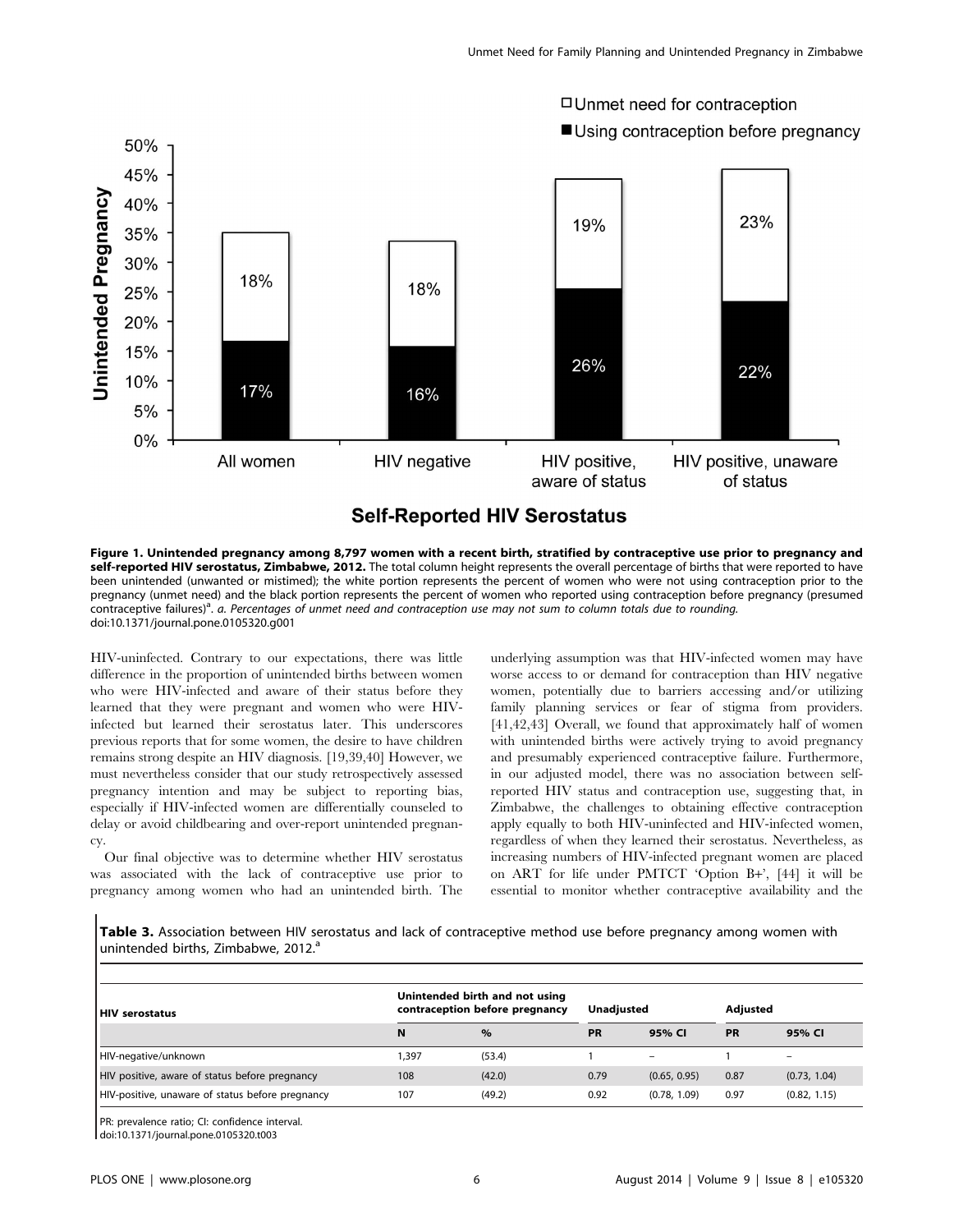**Figure 1. Unintended pregnancy among 8,797 women with a recent birth, stratified by contraceptive use prior to pregnancy and self-reported HIV serostatus, Zimbabwe, 2012.** The total column height represents the overall percentage of births that were reported to have been unintended (unwanted or mistimed); the white portion represents the percent of women who were not using contraception prior to the pregnancy (unmet need) and the black portion represents the percent of women who reported using contraception before pregnancy (presumed contraceptive failures)[a]. *a. Percentages of unmet need and contraception use may not sum to column totals due to rounding.*
doi:10.1371/journal.pone.0105320.g001

HIV-uninfected. Contrary to our expectations, there was little difference in the proportion of unintended births between women who were HIV-infected and aware of their status before they learned that they were pregnant and women who were HIV-infected but learned their serostatus later. This underscores previous reports that for some women, the desire to have children remains strong despite an HIV diagnosis. [19,39,40] However, we must nevertheless consider that our study retrospectively assessed pregnancy intention and may be subject to reporting bias, especially if HIV-infected women are differentially counseled to delay or avoid childbearing and over-report unintended pregnancy.

Our final objective was to determine whether HIV serostatus was associated with the lack of contraceptive use prior to pregnancy among women who had an unintended birth. The underlying assumption was that HIV-infected women may have worse access to or demand for contraception than HIV negative women, potentially due to barriers accessing and/or utilizing family planning services or fear of stigma from providers. [41,42,43] Overall, we found that approximately half of women with unintended births were actively trying to avoid pregnancy and presumably experienced contraceptive failure. Furthermore, in our adjusted model, there was no association between self-reported HIV status and contraception use, suggesting that, in Zimbabwe, the challenges to obtaining effective contraception apply equally to both HIV-uninfected and HIV-infected women, regardless of when they learned their serostatus. Nevertheless, as increasing numbers of HIV-infected pregnant women are placed on ART for life under PMTCT 'Option B+', [44] it will be essential to monitor whether contraceptive availability and the

**Table 3.** Association between HIV serostatus and lack of contraceptive method use before pregnancy among women with unintended births, Zimbabwe, 2012.[a]

| HIV serostatus | Unintended birth and not using contraception before pregnancy | | Unadjusted | | Adjusted | |
|---|---|---|---|---|---|---|
| | N | % | PR | 95% CI | PR | 95% CI |
| HIV-negative/unknown | 1,397 | (53.4) | 1 | – | 1 | – |
| HIV positive, aware of status before pregnancy | 108 | (42.0) | 0.79 | (0.65, 0.95) | 0.87 | (0.73, 1.04) |
| HIV-positive, unaware of status before pregnancy | 107 | (49.2) | 0.92 | (0.78, 1.09) | 0.97 | (0.82, 1.15) |

PR: prevalence ratio; CI: confidence interval.
doi:10.1371/journal.pone.0105320.t003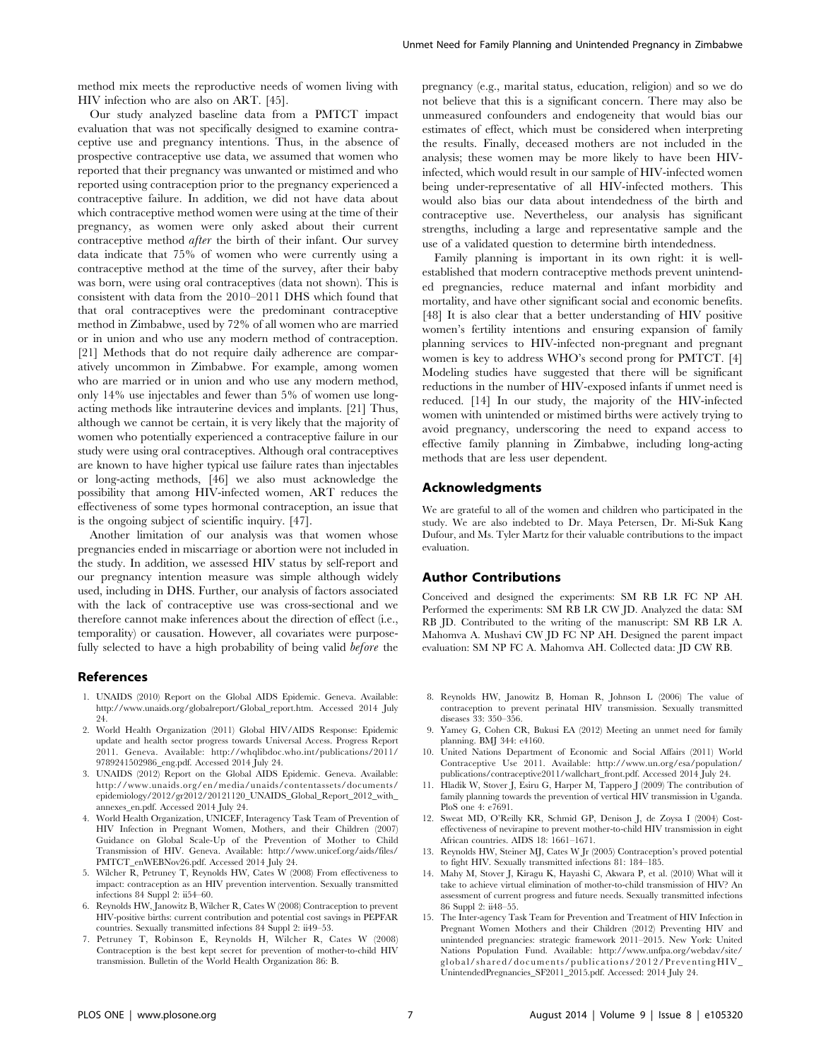method mix meets the reproductive needs of women living with HIV infection who are also on ART. [45].

Our study analyzed baseline data from a PMTCT impact evaluation that was not specifically designed to examine contraceptive use and pregnancy intentions. Thus, in the absence of prospective contraceptive use data, we assumed that women who reported that their pregnancy was unwanted or mistimed and who reported using contraception prior to the pregnancy experienced a contraceptive failure. In addition, we did not have data about which contraceptive method women were using at the time of their pregnancy, as women were only asked about their current contraceptive method *after* the birth of their infant. Our survey data indicate that 75% of women who were currently using a contraceptive method at the time of the survey, after their baby was born, were using oral contraceptives (data not shown). This is consistent with data from the 2010–2011 DHS which found that that oral contraceptives were the predominant contraceptive method in Zimbabwe, used by 72% of all women who are married or in union and who use any modern method of contraception. [21] Methods that do not require daily adherence are comparatively uncommon in Zimbabwe. For example, among women who are married or in union and who use any modern method, only 14% use injectables and fewer than 5% of women use long-acting methods like intrauterine devices and implants. [21] Thus, although we cannot be certain, it is very likely that the majority of women who potentially experienced a contraceptive failure in our study were using oral contraceptives. Although oral contraceptives are known to have higher typical use failure rates than injectables or long-acting methods, [46] we also must acknowledge the possibility that among HIV-infected women, ART reduces the effectiveness of some types hormonal contraception, an issue that is the ongoing subject of scientific inquiry. [47].

Another limitation of our analysis was that women whose pregnancies ended in miscarriage or abortion were not included in the study. In addition, we assessed HIV status by self-report and our pregnancy intention measure was simple although widely used, including in DHS. Further, our analysis of factors associated with the lack of contraceptive use was cross-sectional and we therefore cannot make inferences about the direction of effect (i.e., temporality) or causation. However, all covariates were purposefully selected to have a high probability of being valid *before* the pregnancy (e.g., marital status, education, religion) and so we do not believe that this is a significant concern. There may also be unmeasured confounders and endogeneity that would bias our estimates of effect, which must be considered when interpreting the results. Finally, deceased mothers are not included in the analysis; these women may be more likely to have been HIV-infected, which would result in our sample of HIV-infected women being under-representative of all HIV-infected mothers. This would also bias our data about intendedness of the birth and contraceptive use. Nevertheless, our analysis has significant strengths, including a large and representative sample and the use of a validated question to determine birth intendedness.

Family planning is important in its own right: it is well-established that modern contraceptive methods prevent unintended pregnancies, reduce maternal and infant morbidity and mortality, and have other significant social and economic benefits. [48] It is also clear that a better understanding of HIV positive women's fertility intentions and ensuring expansion of family planning services to HIV-infected non-pregnant and pregnant women is key to address WHO's second prong for PMTCT. [4] Modeling studies have suggested that there will be significant reductions in the number of HIV-exposed infants if unmet need is reduced. [14] In our study, the majority of the HIV-infected women with unintended or mistimed births were actively trying to avoid pregnancy, underscoring the need to expand access to effective family planning in Zimbabwe, including long-acting methods that are less user dependent.

## Acknowledgments

We are grateful to all of the women and children who participated in the study. We are also indebted to Dr. Maya Petersen, Dr. Mi-Suk Kang Dufour, and Ms. Tyler Martz for their valuable contributions to the impact evaluation.

## Author Contributions

Conceived and designed the experiments: SM RB LR FC NP AH. Performed the experiments: SM RB LR CW JD. Analyzed the data: SM RB JD. Contributed to the writing of the manuscript: SM RB LR A. Mahomva A. Mushavi CW JD FC NP AH. Designed the parent impact evaluation: SM NP FC A. Mahomva AH. Collected data: JD CW RB.

## References

1. UNAIDS (2010) Report on the Global AIDS Epidemic. Geneva. Available: http://www.unaids.org/globalreport/Global_report.htm. Accessed 2014 July 24.
2. World Health Organization (2011) Global HIV/AIDS Response: Epidemic update and health sector progress towards Universal Access. Progress Report 2011. Geneva. Available: http://whqlibdoc.who.int/publications/2011/9789241502986_eng.pdf. Accessed 2014 July 24.
3. UNAIDS (2012) Report on the Global AIDS Epidemic. Geneva. Available: http://www.unaids.org/en/media/unaids/contentassets/documents/epidemiology/2012/gr2012/20121120_UNAIDS_Global_Report_2012_with_annexes_en.pdf. Accessed 2014 July 24.
4. World Health Organization, UNICEF, Interagency Task Team of Prevention of HIV Infection in Pregnant Women, Mothers, and their Children (2007) Guidance on Global Scale-Up of the Prevention of Mother to Child Transmission of HIV. Geneva. Available: http://www.unicef.org/aids/files/PMTCT_enWEBNov26.pdf. Accessed 2014 July 24.
5. Wilcher R, Petruney T, Reynolds HW, Cates W (2008) From effectiveness to impact: contraception as an HIV prevention intervention. Sexually transmitted infections 84 Suppl 2: ii54–60.
6. Reynolds HW, Janowitz B, Wilcher R, Cates W (2008) Contraception to prevent HIV-positive births: current contribution and potential cost savings in PEPFAR countries. Sexually transmitted infections 84 Suppl 2: ii49–53.
7. Petruney T, Robinson E, Reynolds H, Wilcher R, Cates W (2008) Contraception is the best kept secret for prevention of mother-to-child HIV transmission. Bulletin of the World Health Organization 86: B.
8. Reynolds HW, Janowitz B, Homan R, Johnson L (2006) The value of contraception to prevent perinatal HIV transmission. Sexually transmitted diseases 33: 350–356.
9. Yamey G, Cohen CR, Bukusi EA (2012) Meeting an unmet need for family planning. BMJ 344: e4160.
10. United Nations Department of Economic and Social Affairs (2011) World Contraceptive Use 2011. Available: http://www.un.org/esa/population/publications/contraceptive2011/wallchart_front.pdf. Accessed 2014 July 24.
11. Hladik W, Stover J, Esiru G, Harper M, Tappero J (2009) The contribution of family planning towards the prevention of vertical HIV transmission in Uganda. PloS one 4: e7691.
12. Sweat MD, O'Reilly KR, Schmid GP, Denison J, de Zoysa I (2004) Cost-effectiveness of nevirapine to prevent mother-to-child HIV transmission in eight African countries. AIDS 18: 1661–1671.
13. Reynolds HW, Steiner MJ, Cates W Jr (2005) Contraception's proved potential to fight HIV. Sexually transmitted infections 81: 184–185.
14. Mahy M, Stover J, Kiragu K, Hayashi C, Akwara P, et al. (2010) What will it take to achieve virtual elimination of mother-to-child transmission of HIV? An assessment of current progress and future needs. Sexually transmitted infections 86 Suppl 2: ii48–55.
15. The Inter-agency Task Team for Prevention and Treatment of HIV Infection in Pregnant Women Mothers and their Children (2012) Preventing HIV and unintended pregnancies: strategic framework 2011–2015. New York: United Nations Population Fund. Available: http://www.unfpa.org/webdav/site/global/shared/documents/publications/2012/PreventingHIV_UnintendedPregnancies_SF2011_2015.pdf. Accessed: 2014 July 24.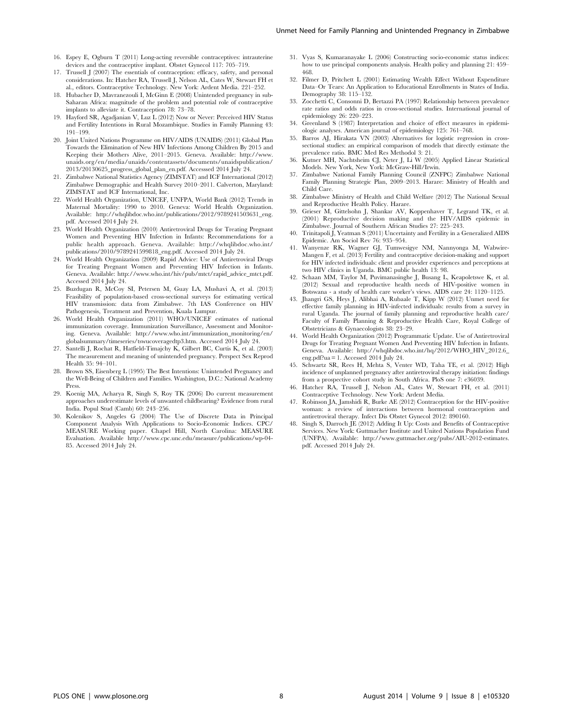16. Espey E, Ogburn T (2011) Long-acting reversible contraceptives: intrauterine devices and the contraceptive implant. Obstet Gynecol 117: 705–719.
17. Trussell J (2007) The essentials of contraception: efficacy, safety, and personal considerations. In: Hatcher RA, Trussell J, Nelson AL, Cates W, Stewart FH et al., editors. Contraceptive Technology. New York: Ardent Media. 221–252.
18. Hubacher D, Mavranezouli I, McGinn E (2008) Unintended pregnancy in sub-Saharan Africa: magnitude of the problem and potential role of contraceptive implants to alleviate it. Contraception 78: 73–78.
19. Hayford SR, Agadjanian V, Luz L (2012) Now or Never: Perceived HIV Status and Fertility Intentions in Rural Mozambique. Studies in Family Planning 43: 191–199.
20. Joint United Nations Programme on HIV/AIDS (UNAIDS) (2011) Global Plan Towards the Elimination of New HIV Infections Among Children By 2015 and Keeping their Mothers Alive, 2011–2015. Geneva. Available: http://www.unaids.org/en/media/unaids/contentassets/documents/unaidspublication/2013/20130625_progress_global_plan_en.pdf. Accesssed 2014 July 24.
21. Zimbabwe National Statistics Agency (ZIMSTAT) and ICF International (2012) Zimbabwe Demographic and Health Survey 2010–2011. Calverton, Maryland: ZIMSTAT and ICF International, Inc.
22. World Health Organization, UNICEF, UNFPA, World Bank (2012) Trends in Maternal Mortality: 1990 to 2010. Geneva: World Health Organization. Available: http://whqlibdoc.who.int/publications/2012/9789241503631_eng.pdf. Accessed 2014 July 24.
23. World Health Organization (2010) Antiretroviral Drugs for Treating Pregnant Women and Preventing HIV Infection in Infants: Recommendations for a public health approach. Geneva. Available: http://whqlibdoc.who.int/publications/2010/9789241599818_eng.pdf. Accessed 2014 July 24.
24. World Health Organization (2009) Rapid Advice: Use of Antiretroviral Drugs for Treating Pregnant Women and Preventing HIV Infection in Infants. Geneva. Available: http://www.who.int/hiv/pub/mtct/rapid_advice_mtct.pdf. Accessed 2014 July 24.
25. Buzdugan R, McCoy SI, Petersen M, Guay LA, Mushavi A, et al. (2013) Feasibility of population-based cross-sectional surveys for estimating vertical HIV transmission: data from Zimbabwe. 7th IAS Conference on HIV Pathogenesis, Treatment and Prevention, Kuala Lumpur.
26. World Health Organization (2011) WHO/UNICEF estimates of national immunization coverage. Immunization Surveillance, Assessment and Monitoring. Geneva. Available: http://www.who.int/immunization_monitoring/en/globalsummary/timeseries/tswucoveragedtp3.htm. Accessed 2014 July 24.
27. Santelli J, Rochat R, Hatfield-Timajchy K, Gilbert BC, Curtis K, et al. (2003) The measurement and meaning of unintended pregnancy. Perspect Sex Reprod Health 35: 94–101.
28. Brown SS, Eisenberg L (1995) The Best Intentions: Unintended Pregnancy and the Well-Being of Children and Families. Washington, D.C.: National Academy Press.
29. Koenig MA, Acharya R, Singh S, Roy TK (2006) Do current measurement approaches underestimate levels of unwanted childbearing? Evidence from rural India. Popul Stud (Camb) 60: 243–256.
30. Kolenikov S, Angeles G (2004) The Use of Discrete Data in Principal Component Analysis With Applications to Socio-Economic Indices. CPC/MEASURE Working paper. Chapel Hill, North Carolina: MEASURE Evaluation. Available http://www.cpc.unc.edu/measure/publications/wp-04-85. Accessed 2014 July 24.
31. Vyas S, Kumaranayake L (2006) Constructing socio-economic status indices: how to use principal components analysis. Health policy and planning 21: 459–468.
32. Filmer D, Pritchett L (2001) Estimating Wealth Effect Without Expenditure Data–Or Tears: An Application to Educational Enrollments in States of India. Demography 38: 115–132.
33. Zocchetti C, Consonni D, Bertazzi PA (1997) Relationship between prevalence rate ratios and odds ratios in cross-sectional studies. International journal of epidemiology 26: 220–223.
34. Greenland S (1987) Interpretation and choice of effect measures in epidemiologic analyses. American journal of epidemiology 125: 761–768.
35. Barros AJ, Hirakata VN (2003) Alternatives for logistic regression in cross-sectional studies: an empirical comparison of models that directly estimate the prevalence ratio. BMC Med Res Methodol 3: 21.
36. Kutner MH, Nachtsheim CJ, Neter J, Li W (2005) Applied Linear Statistical Models. New York, New York: McGraw-Hill/Irwin.
37. Zimbabwe National Family Planning Council (ZNFPC) Zimbabwe National Family Planning Strategic Plan, 2009–2013. Harare: Ministry of Health and Child Care.
38. Zimbabwe Ministry of Health and Child Welfare (2012) The National Sexual and Reproductive Health Policy. Harare.
39. Grieser M, Gittelsohn J, Shankar AV, Koppenhaver T, Legrand TK, et al. (2001) Reproductive decision making and the HIV/AIDS epidemic in Zimbabwe. Journal of Southern African Studies 27: 225–243.
40. Trinitapoli J, Yeatman S (2011) Uncertainty and Fertility in a Generalized AIDS Epidemic. Am Sociol Rev 76: 935–954.
41. Wanyenze RK, Wagner GJ, Tumwesigye NM, Nannyonga M, Wabwire-Mangen F, et al. (2013) Fertility and contraceptive decision-making and support for HIV infected individuals: client and provider experiences and perceptions at two HIV clinics in Uganda. BMC public health 13: 98.
42. Schaan MM, Taylor M, Puvimanasinghe J, Busang L, Keapoletswe K, et al. (2012) Sexual and reproductive health needs of HIV-positive women in Botswana - a study of health care worker's views. AIDS care 24: 1120–1125.
43. Jhangri GS, Heys J, Alibhai A, Rubaale T, Kipp W (2012) Unmet need for effective family planning in HIV-infected individuals: results from a survey in rural Uganda. The journal of family planning and reproductive health care/ Faculty of Family Planning & Reproductive Health Care, Royal College of Obstetricians & Gynaecologists 38: 23–29.
44. World Health Organization (2012) Programmatic Update. Use of Antiretroviral Drugs for Treating Pregnant Women And Preventing HIV Infection in Infants. Geneva. Available: http://whqlibdoc.who.int/hq/2012/WHO_HIV_2012.6_eng.pdf?ua = 1. Accessed 2014 July 24.
45. Schwartz SR, Rees H, Mehta S, Venter WD, Taha TE, et al. (2012) High incidence of unplanned pregnancy after antiretroviral therapy initiation: findings from a prospective cohort study in South Africa. PloS one 7: e36039.
46. Hatcher RA, Trussell J, Nelson AL, Cates W, Stewart FH, et al. (2011) Contraceptive Technology. New York: Ardent Media.
47. Robinson JA, Jamshidi R, Burke AE (2012) Contraception for the HIV-positive woman: a review of interactions between hormonal contraception and antiretroviral therapy. Infect Dis Obstet Gynecol 2012: 890160.
48. Singh S, Darroch JE (2012) Adding It Up: Costs and Benefits of Contraceptive Services. New York: Guttmacher Institute and United Nations Population Fund (UNFPA). Available: http://www.guttmacher.org/pubs/AIU-2012-estimates.pdf. Accessed 2014 July 24.